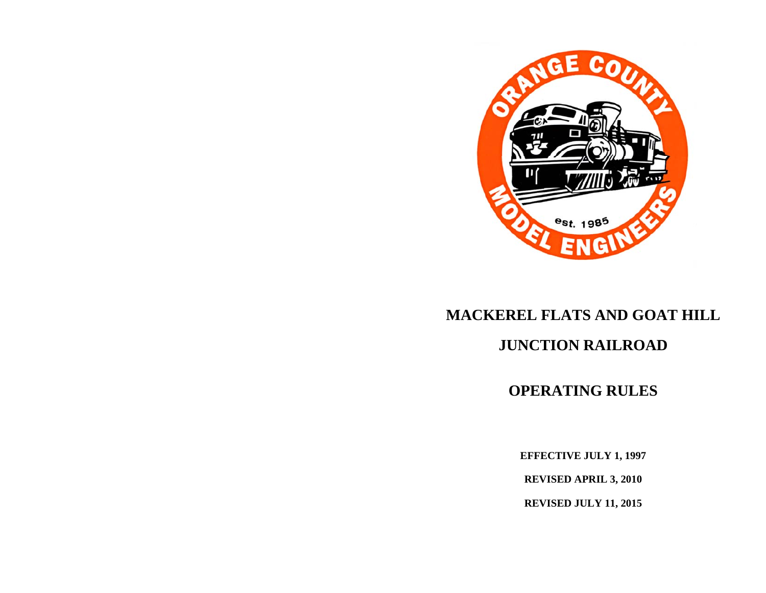ORANGE COUNTY MODEL ENGINEERS

est. 1985

# MACKEREL FLATS AND GOAT HILL JUNCTION RAILROAD

# OPERATING RULES

**EFFECTIVE JULY 1, 1997**

**REVISED APRIL 3, 2010**

**REVISED JULY 11, 2015**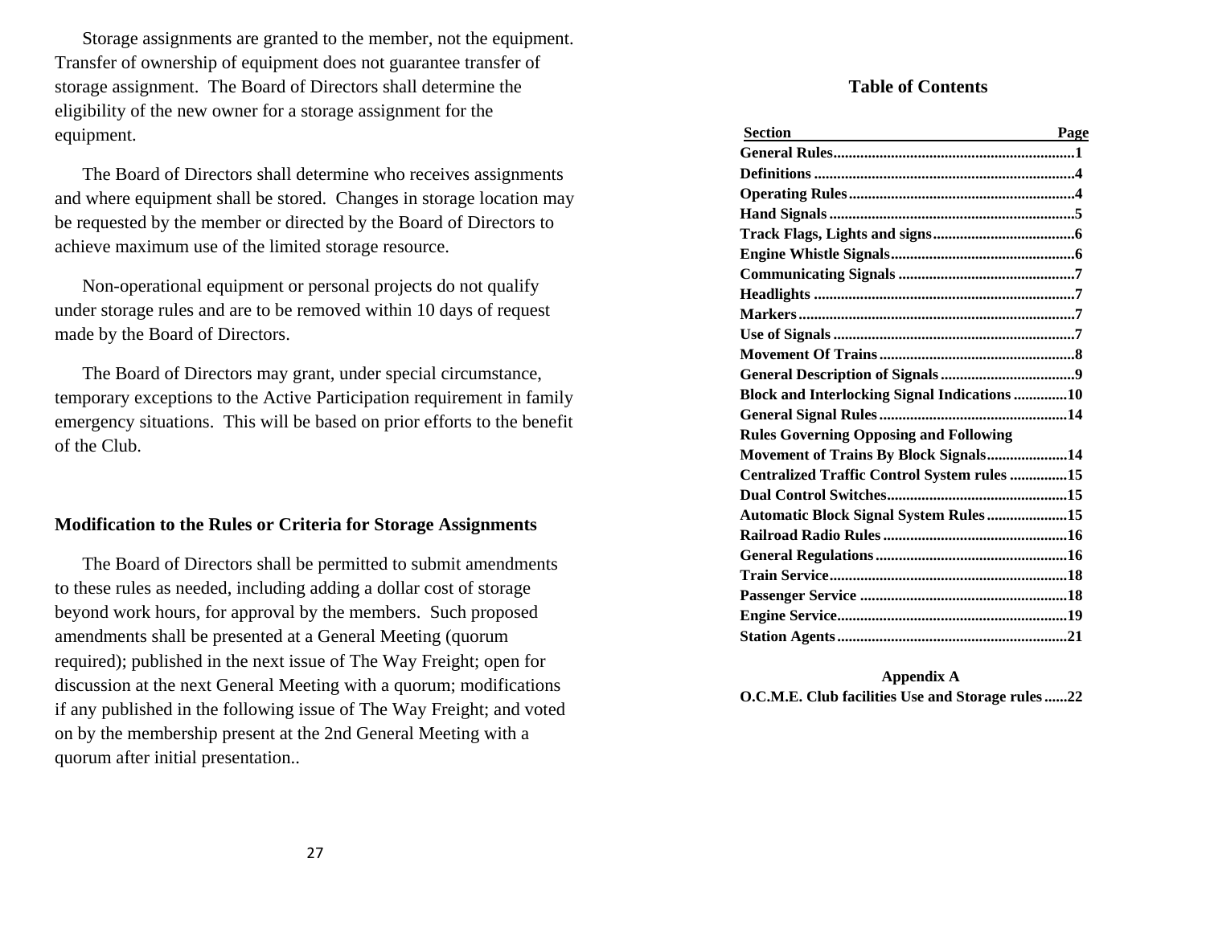Storage assignments are granted to the member, not the equipment. Transfer of ownership of equipment does not guarantee transfer of storage assignment. The Board of Directors shall determine the eligibility of the new owner for a storage assignment for the equipment.

The Board of Directors shall determine who receives assignments and where equipment shall be stored. Changes in storage location may be requested by the member or directed by the Board of Directors to achieve maximum use of the limited storage resource.

Non-operational equipment or personal projects do not qualify under storage rules and are to be removed within 10 days of request made by the Board of Directors.

The Board of Directors may grant, under special circumstance, temporary exceptions to the Active Participation requirement in family emergency situations. This will be based on prior efforts to the benefit of the Club.

### Modification to the Rules or Criteria for Storage Assignments

The Board of Directors shall be permitted to submit amendments to these rules as needed, including adding a dollar cost of storage beyond work hours, for approval by the members. Such proposed amendments shall be presented at a General Meeting (quorum required); published in the next issue of The Way Freight; open for discussion at the next General Meeting with a quorum; modifications if any published in the following issue of The Way Freight; and voted on by the membership present at the 2nd General Meeting with a quorum after initial presentation..

## Table of Contents

| Section | Page |
|---|---|
| **General Rules** | **1** |
| **Definitions** | **4** |
| **Operating Rules** | **4** |
| **Hand Signals** | **5** |
| **Track Flags, Lights and signs** | **6** |
| **Engine Whistle Signals** | **6** |
| **Communicating Signals** | **7** |
| **Headlights** | **7** |
| **Markers** | **7** |
| **Use of Signals** | **7** |
| **Movement Of Trains** | **8** |
| **General Description of Signals** | **9** |
| **Block and Interlocking Signal Indications** | **10** |
| **General Signal Rules** | **14** |
| **Rules Governing Opposing and Following Movement of Trains By Block Signals** | **14** |
| **Centralized Traffic Control System rules** | **15** |
| **Dual Control Switches** | **15** |
| **Automatic Block Signal System Rules** | **15** |
| **Railroad Radio Rules** | **16** |
| **General Regulations** | **16** |
| **Train Service** | **18** |
| **Passenger Service** | **18** |
| **Engine Service** | **19** |
| **Station Agents** | **21** |

**Appendix A**

| | |
|---|---|
| **O.C.M.E. Club facilities Use and Storage rules** | **22** |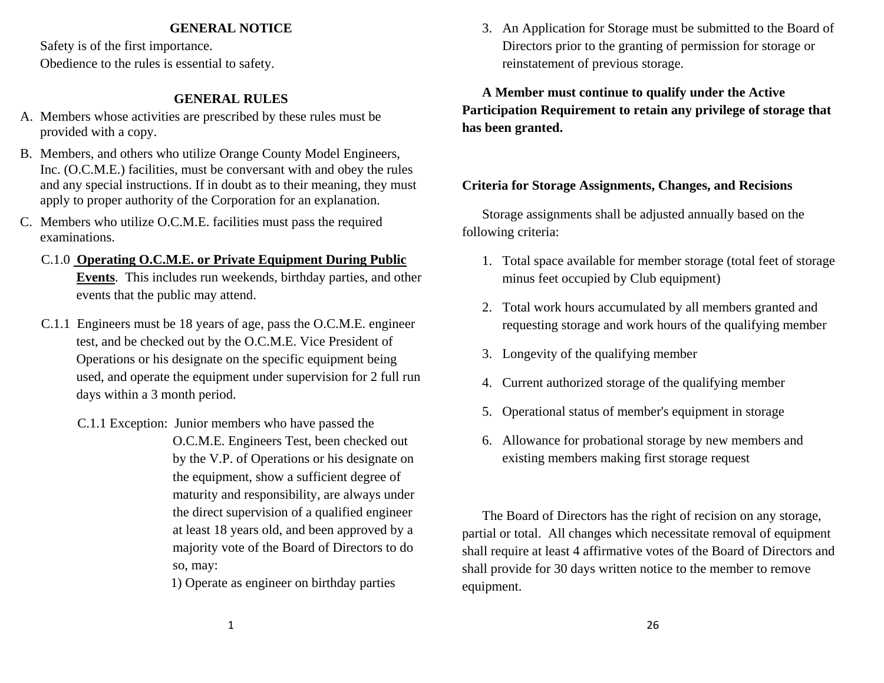## GENERAL NOTICE

Safety is of the first importance.

Obedience to the rules is essential to safety.

## GENERAL RULES

A. Members whose activities are prescribed by these rules must be provided with a copy.

B. Members, and others who utilize Orange County Model Engineers, Inc. (O.C.M.E.) facilities, must be conversant with and obey the rules and any special instructions. If in doubt as to their meaning, they must apply to proper authority of the Corporation for an explanation.

C. Members who utilize O.C.M.E. facilities must pass the required examinations.

C.1.0 **Operating O.C.M.E. or Private Equipment During Public Events**. This includes run weekends, birthday parties, and other events that the public may attend.

C.1.1 Engineers must be 18 years of age, pass the O.C.M.E. engineer test, and be checked out by the O.C.M.E. Vice President of Operations or his designate on the specific equipment being used, and operate the equipment under supervision for 2 full run days within a 3 month period.

C.1.1 Exception: Junior members who have passed the O.C.M.E. Engineers Test, been checked out by the V.P. of Operations or his designate on the equipment, show a sufficient degree of maturity and responsibility, are always under the direct supervision of a qualified engineer at least 18 years old, and been approved by a majority vote of the Board of Directors to do so, may:

1) Operate as engineer on birthday parties

3. An Application for Storage must be submitted to the Board of Directors prior to the granting of permission for storage or reinstatement of previous storage.

**A Member must continue to qualify under the Active Participation Requirement to retain any privilege of storage that has been granted.**

**Criteria for Storage Assignments, Changes, and Recisions**

Storage assignments shall be adjusted annually based on the following criteria:

1. Total space available for member storage (total feet of storage minus feet occupied by Club equipment)
2. Total work hours accumulated by all members granted and requesting storage and work hours of the qualifying member
3. Longevity of the qualifying member
4. Current authorized storage of the qualifying member
5. Operational status of member's equipment in storage
6. Allowance for probational storage by new members and existing members making first storage request

The Board of Directors has the right of recision on any storage, partial or total. All changes which necessitate removal of equipment shall require at least 4 affirmative votes of the Board of Directors and shall provide for 30 days written notice to the member to remove equipment.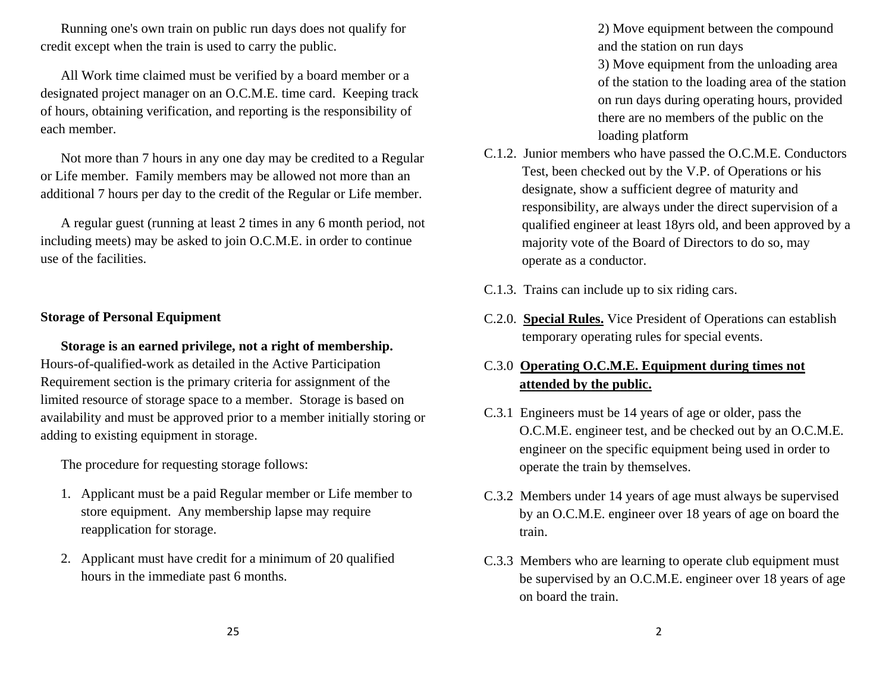Running one's own train on public run days does not qualify for credit except when the train is used to carry the public.

All Work time claimed must be verified by a board member or a designated project manager on an O.C.M.E. time card. Keeping track of hours, obtaining verification, and reporting is the responsibility of each member.

Not more than 7 hours in any one day may be credited to a Regular or Life member. Family members may be allowed not more than an additional 7 hours per day to the credit of the Regular or Life member.

A regular guest (running at least 2 times in any 6 month period, not including meets) may be asked to join O.C.M.E. in order to continue use of the facilities.

**Storage of Personal Equipment**

**Storage is an earned privilege, not a right of membership.** Hours-of-qualified-work as detailed in the Active Participation Requirement section is the primary criteria for assignment of the limited resource of storage space to a member. Storage is based on availability and must be approved prior to a member initially storing or adding to existing equipment in storage.

The procedure for requesting storage follows:

1. Applicant must be a paid Regular member or Life member to store equipment. Any membership lapse may require reapplication for storage.
2. Applicant must have credit for a minimum of 20 qualified hours in the immediate past 6 months.

2) Move equipment between the compound and the station on run days
3) Move equipment from the unloading area of the station to the loading area of the station on run days during operating hours, provided there are no members of the public on the loading platform

C.1.2. Junior members who have passed the O.C.M.E. Conductors Test, been checked out by the V.P. of Operations or his designate, show a sufficient degree of maturity and responsibility, are always under the direct supervision of a qualified engineer at least 18yrs old, and been approved by a majority vote of the Board of Directors to do so, may operate as a conductor.

C.1.3. Trains can include up to six riding cars.

C.2.0. **Special Rules.** Vice President of Operations can establish temporary operating rules for special events.

C.3.0 **Operating O.C.M.E. Equipment during times not attended by the public.**

C.3.1 Engineers must be 14 years of age or older, pass the O.C.M.E. engineer test, and be checked out by an O.C.M.E. engineer on the specific equipment being used in order to operate the train by themselves.

C.3.2 Members under 14 years of age must always be supervised by an O.C.M.E. engineer over 18 years of age on board the train.

C.3.3 Members who are learning to operate club equipment must be supervised by an O.C.M.E. engineer over 18 years of age on board the train.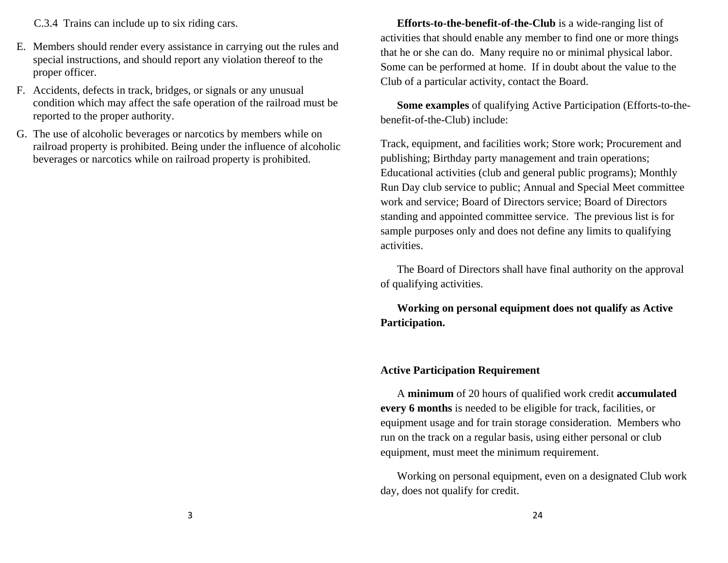C.3.4 Trains can include up to six riding cars.

E. Members should render every assistance in carrying out the rules and special instructions, and should report any violation thereof to the proper officer.

F. Accidents, defects in track, bridges, or signals or any unusual condition which may affect the safe operation of the railroad must be reported to the proper authority.

G. The use of alcoholic beverages or narcotics by members while on railroad property is prohibited. Being under the influence of alcoholic beverages or narcotics while on railroad property is prohibited.

**Efforts-to-the-benefit-of-the-Club** is a wide-ranging list of activities that should enable any member to find one or more things that he or she can do. Many require no or minimal physical labor. Some can be performed at home. If in doubt about the value to the Club of a particular activity, contact the Board.

**Some examples** of qualifying Active Participation (Efforts-to-the-benefit-of-the-Club) include:

Track, equipment, and facilities work; Store work; Procurement and publishing; Birthday party management and train operations; Educational activities (club and general public programs); Monthly Run Day club service to public; Annual and Special Meet committee work and service; Board of Directors service; Board of Directors standing and appointed committee service. The previous list is for sample purposes only and does not define any limits to qualifying activities.

The Board of Directors shall have final authority on the approval of qualifying activities.

**Working on personal equipment does not qualify as Active Participation.**

**Active Participation Requirement**

A **minimum** of 20 hours of qualified work credit **accumulated every 6 months** is needed to be eligible for track, facilities, or equipment usage and for train storage consideration. Members who run on the track on a regular basis, using either personal or club equipment, must meet the minimum requirement.

Working on personal equipment, even on a designated Club work day, does not qualify for credit.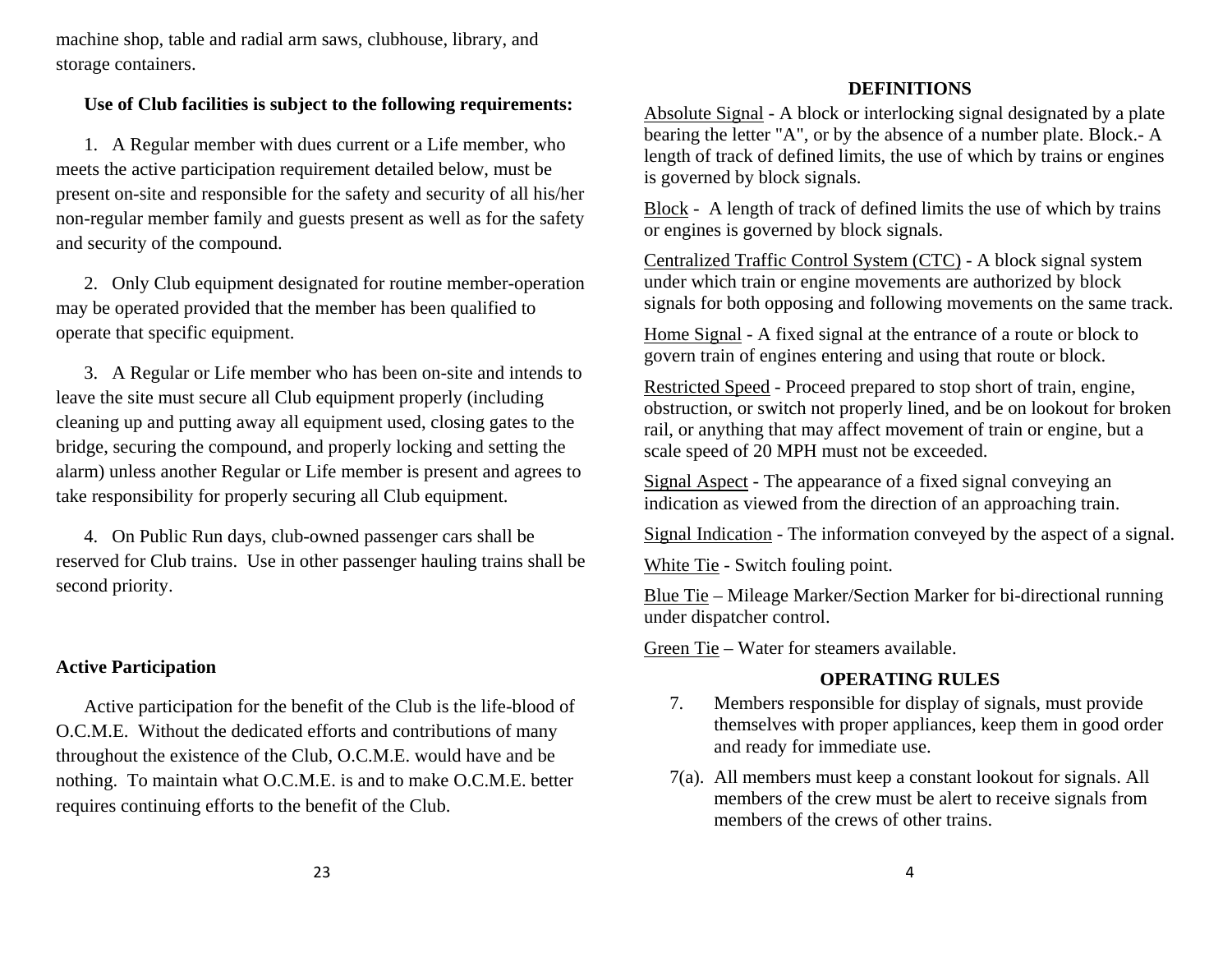machine shop, table and radial arm saws, clubhouse, library, and storage containers.

**Use of Club facilities is subject to the following requirements:**

1. A Regular member with dues current or a Life member, who meets the active participation requirement detailed below, must be present on-site and responsible for the safety and security of all his/her non-regular member family and guests present as well as for the safety and security of the compound.

2. Only Club equipment designated for routine member-operation may be operated provided that the member has been qualified to operate that specific equipment.

3. A Regular or Life member who has been on-site and intends to leave the site must secure all Club equipment properly (including cleaning up and putting away all equipment used, closing gates to the bridge, securing the compound, and properly locking and setting the alarm) unless another Regular or Life member is present and agrees to take responsibility for properly securing all Club equipment.

4. On Public Run days, club-owned passenger cars shall be reserved for Club trains. Use in other passenger hauling trains shall be second priority.

**Active Participation**

Active participation for the benefit of the Club is the life-blood of O.C.M.E. Without the dedicated efforts and contributions of many throughout the existence of the Club, O.C.M.E. would have and be nothing. To maintain what O.C.M.E. is and to make O.C.M.E. better requires continuing efforts to the benefit of the Club.

## DEFINITIONS

Absolute Signal - A block or interlocking signal designated by a plate bearing the letter "A", or by the absence of a number plate. Block.- A length of track of defined limits, the use of which by trains or engines is governed by block signals.

Block - A length of track of defined limits the use of which by trains or engines is governed by block signals.

Centralized Traffic Control System (CTC) - A block signal system under which train or engine movements are authorized by block signals for both opposing and following movements on the same track.

Home Signal - A fixed signal at the entrance of a route or block to govern train of engines entering and using that route or block.

Restricted Speed - Proceed prepared to stop short of train, engine, obstruction, or switch not properly lined, and be on lookout for broken rail, or anything that may affect movement of train or engine, but a scale speed of 20 MPH must not be exceeded.

Signal Aspect - The appearance of a fixed signal conveying an indication as viewed from the direction of an approaching train.

Signal Indication - The information conveyed by the aspect of a signal.

White Tie - Switch fouling point.

Blue Tie – Mileage Marker/Section Marker for bi-directional running under dispatcher control.

Green Tie – Water for steamers available.

## OPERATING RULES

7. Members responsible for display of signals, must provide themselves with proper appliances, keep them in good order and ready for immediate use.

7(a). All members must keep a constant lookout for signals. All members of the crew must be alert to receive signals from members of the crews of other trains.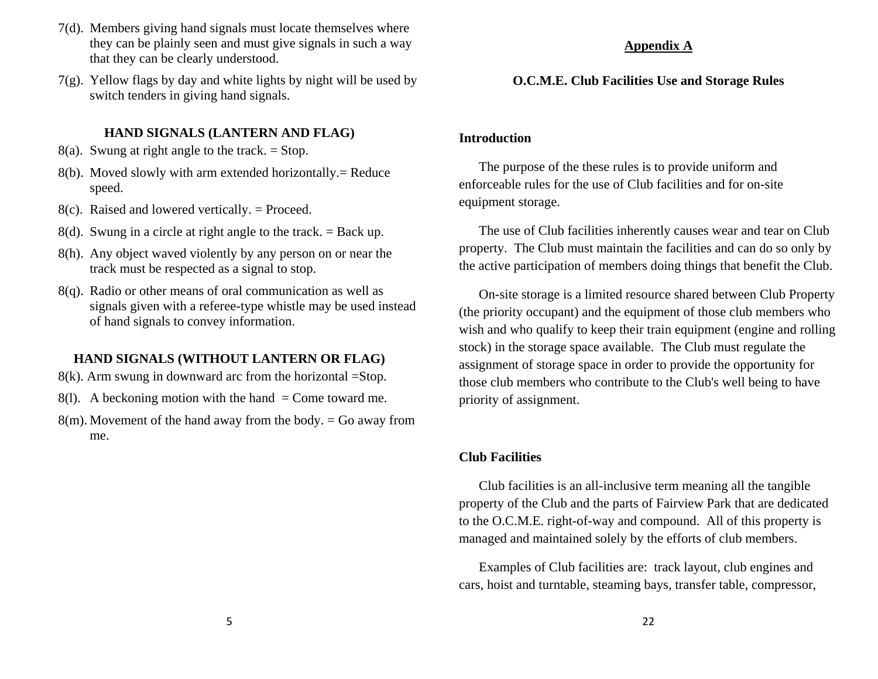7(d). Members giving hand signals must locate themselves where they can be plainly seen and must give signals in such a way that they can be clearly understood.

7(g). Yellow flags by day and white lights by night will be used by switch tenders in giving hand signals.

### HAND SIGNALS (LANTERN AND FLAG)

8(a). Swung at right angle to the track. = Stop.

8(b). Moved slowly with arm extended horizontally.= Reduce speed.

8(c). Raised and lowered vertically. = Proceed.

8(d). Swung in a circle at right angle to the track. = Back up.

8(h). Any object waved violently by any person on or near the track must be respected as a signal to stop.

8(q). Radio or other means of oral communication as well as signals given with a referee-type whistle may be used instead of hand signals to convey information.

### HAND SIGNALS (WITHOUT LANTERN OR FLAG)

8(k). Arm swung in downward arc from the horizontal =Stop.

8(l). A beckoning motion with the hand = Come toward me.

8(m). Movement of the hand away from the body. = Go away from me.

## Appendix A

## O.C.M.E. Club Facilities Use and Storage Rules

### Introduction

The purpose of the these rules is to provide uniform and enforceable rules for the use of Club facilities and for on-site equipment storage.

The use of Club facilities inherently causes wear and tear on Club property. The Club must maintain the facilities and can do so only by the active participation of members doing things that benefit the Club.

On-site storage is a limited resource shared between Club Property (the priority occupant) and the equipment of those club members who wish and who qualify to keep their train equipment (engine and rolling stock) in the storage space available. The Club must regulate the assignment of storage space in order to provide the opportunity for those club members who contribute to the Club's well being to have priority of assignment.

### Club Facilities

Club facilities is an all-inclusive term meaning all the tangible property of the Club and the parts of Fairview Park that are dedicated to the O.C.M.E. right-of-way and compound. All of this property is managed and maintained solely by the efforts of club members.

Examples of Club facilities are: track layout, club engines and cars, hoist and turntable, steaming bays, transfer table, compressor,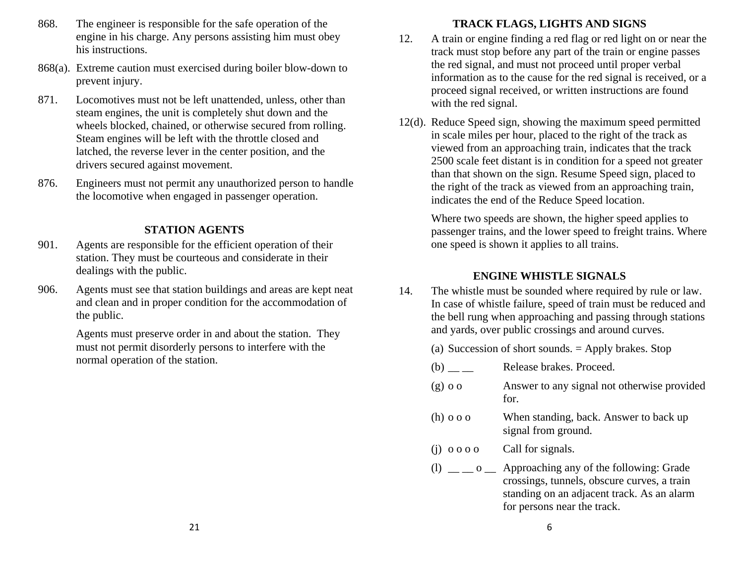868. The engineer is responsible for the safe operation of the engine in his charge. Any persons assisting him must obey his instructions.

868(a). Extreme caution must exercised during boiler blow-down to prevent injury.

871. Locomotives must not be left unattended, unless, other than steam engines, the unit is completely shut down and the wheels blocked, chained, or otherwise secured from rolling. Steam engines will be left with the throttle closed and latched, the reverse lever in the center position, and the drivers secured against movement.

876. Engineers must not permit any unauthorized person to handle the locomotive when engaged in passenger operation.

## STATION AGENTS

901. Agents are responsible for the efficient operation of their station. They must be courteous and considerate in their dealings with the public.

906. Agents must see that station buildings and areas are kept neat and clean and in proper condition for the accommodation of the public.

Agents must preserve order in and about the station. They must not permit disorderly persons to interfere with the normal operation of the station.

## TRACK FLAGS, LIGHTS AND SIGNS

12. A train or engine finding a red flag or red light on or near the track must stop before any part of the train or engine passes the red signal, and must not proceed until proper verbal information as to the cause for the red signal is received, or a proceed signal received, or written instructions are found with the red signal.

12(d). Reduce Speed sign, showing the maximum speed permitted in scale miles per hour, placed to the right of the track as viewed from an approaching train, indicates that the track 2500 scale feet distant is in condition for a speed not greater than that shown on the sign. Resume Speed sign, placed to the right of the track as viewed from an approaching train, indicates the end of the Reduce Speed location.

Where two speeds are shown, the higher speed applies to passenger trains, and the lower speed to freight trains. Where one speed is shown it applies to all trains.

## ENGINE WHISTLE SIGNALS

14. The whistle must be sounded where required by rule or law. In case of whistle failure, speed of train must be reduced and the bell rung when approaching and passing through stations and yards, over public crossings and around curves.

(a) Succession of short sounds. = Apply brakes. Stop

(b) __ __ Release brakes. Proceed.

(g) o o Answer to any signal not otherwise provided for.

(h) o o o When standing, back. Answer to back up signal from ground.

(j) o o o o Call for signals.

(l) __ __ o __ Approaching any of the following: Grade crossings, tunnels, obscure curves, a train standing on an adjacent track. As an alarm for persons near the track.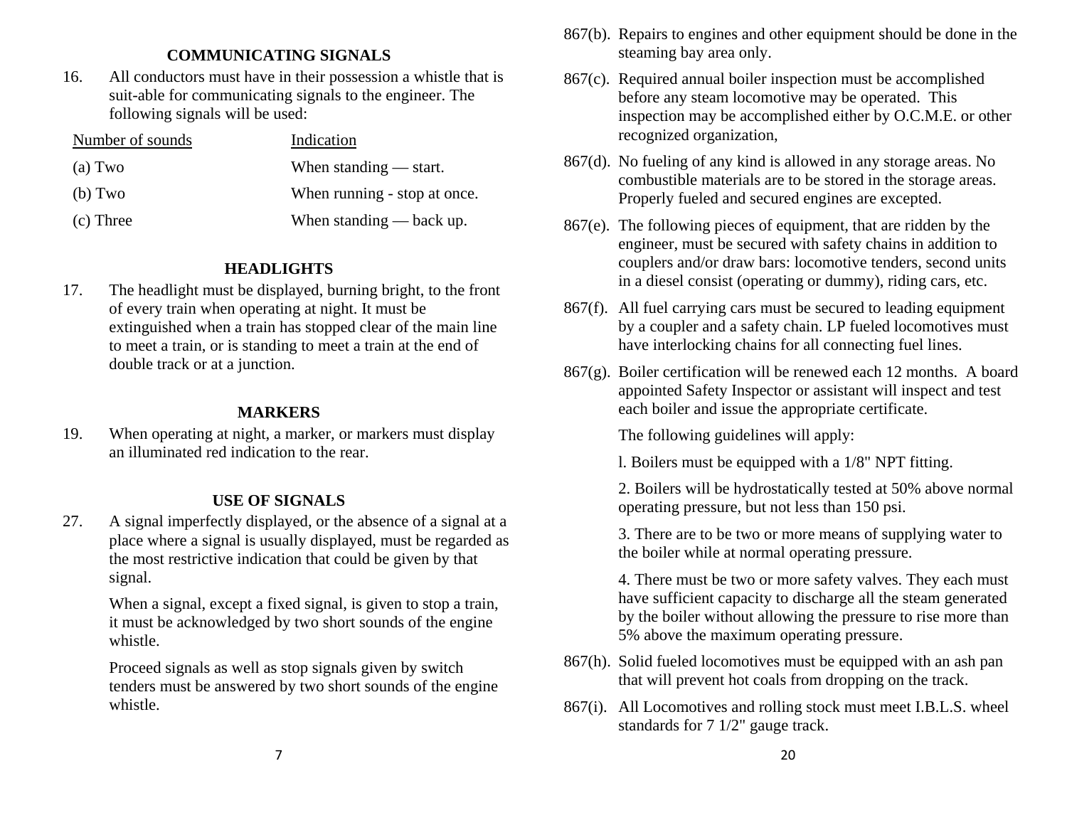## COMMUNICATING SIGNALS

16. All conductors must have in their possession a whistle that is suit-able for communicating signals to the engineer. The following signals will be used:

| Number of sounds | Indication |
|---|---|
| (a) Two | When standing — start. |
| (b) Two | When running - stop at once. |
| (c) Three | When standing — back up. |

## HEADLIGHTS

17. The headlight must be displayed, burning bright, to the front of every train when operating at night. It must be extinguished when a train has stopped clear of the main line to meet a train, or is standing to meet a train at the end of double track or at a junction.

## MARKERS

19. When operating at night, a marker, or markers must display an illuminated red indication to the rear.

## USE OF SIGNALS

27. A signal imperfectly displayed, or the absence of a signal at a place where a signal is usually displayed, must be regarded as the most restrictive indication that could be given by that signal.

    When a signal, except a fixed signal, is given to stop a train, it must be acknowledged by two short sounds of the engine whistle.

    Proceed signals as well as stop signals given by switch tenders must be answered by two short sounds of the engine whistle.

867(b). Repairs to engines and other equipment should be done in the steaming bay area only.

867(c). Required annual boiler inspection must be accomplished before any steam locomotive may be operated. This inspection may be accomplished either by O.C.M.E. or other recognized organization,

867(d). No fueling of any kind is allowed in any storage areas. No combustible materials are to be stored in the storage areas. Properly fueled and secured engines are excepted.

867(e). The following pieces of equipment, that are ridden by the engineer, must be secured with safety chains in addition to couplers and/or draw bars: locomotive tenders, second units in a diesel consist (operating or dummy), riding cars, etc.

867(f). All fuel carrying cars must be secured to leading equipment by a coupler and a safety chain. LP fueled locomotives must have interlocking chains for all connecting fuel lines.

867(g). Boiler certification will be renewed each 12 months. A board appointed Safety Inspector or assistant will inspect and test each boiler and issue the appropriate certificate.

The following guidelines will apply:

l. Boilers must be equipped with a 1/8" NPT fitting.

2. Boilers will be hydrostatically tested at 50% above normal operating pressure, but not less than 150 psi.

3. There are to be two or more means of supplying water to the boiler while at normal operating pressure.

4. There must be two or more safety valves. They each must have sufficient capacity to discharge all the steam generated by the boiler without allowing the pressure to rise more than 5% above the maximum operating pressure.

867(h). Solid fueled locomotives must be equipped with an ash pan that will prevent hot coals from dropping on the track.

867(i). All Locomotives and rolling stock must meet I.B.L.S. wheel standards for 7 1/2" gauge track.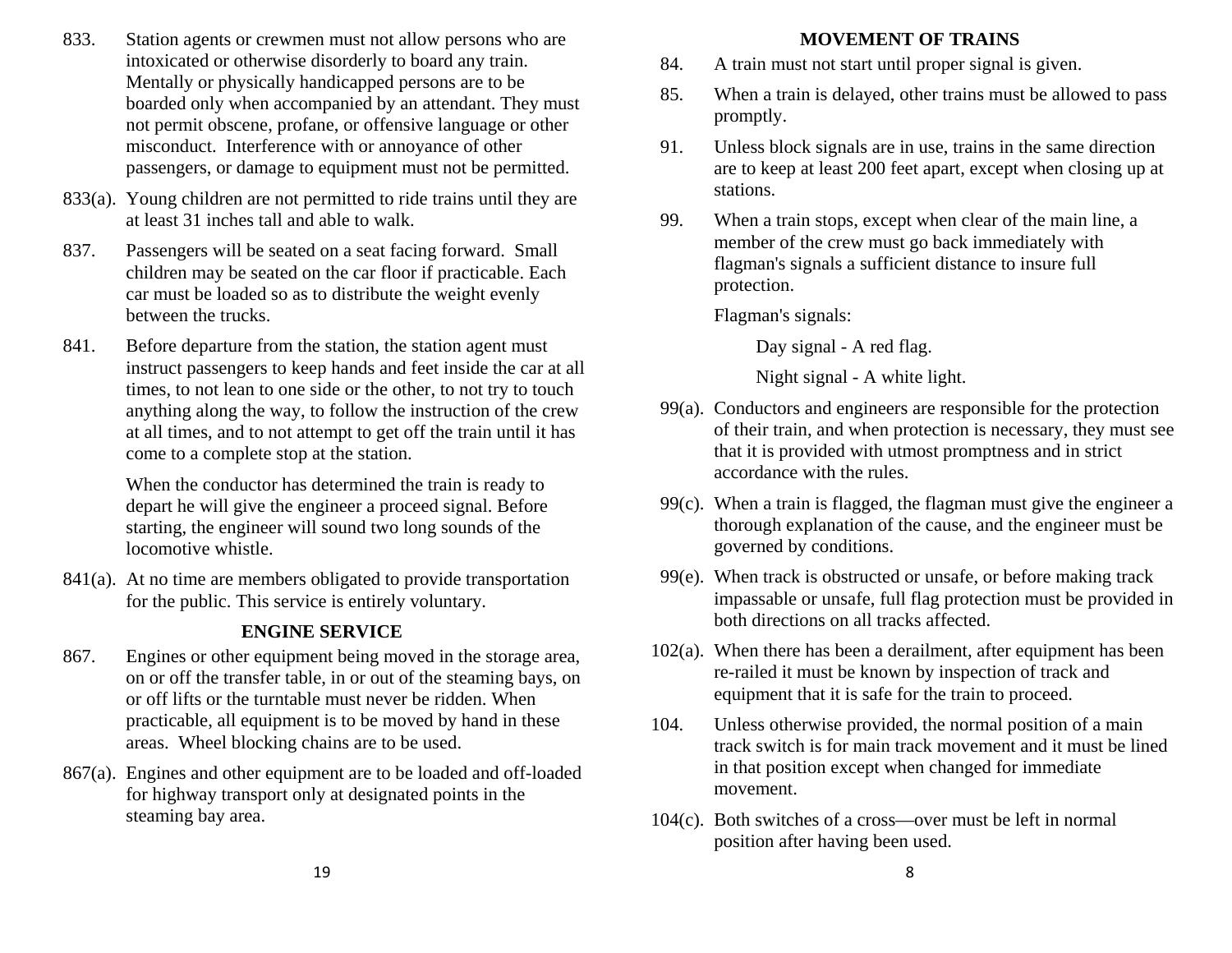833. Station agents or crewmen must not allow persons who are intoxicated or otherwise disorderly to board any train. Mentally or physically handicapped persons are to be boarded only when accompanied by an attendant. They must not permit obscene, profane, or offensive language or other misconduct. Interference with or annoyance of other passengers, or damage to equipment must not be permitted.

833(a). Young children are not permitted to ride trains until they are at least 31 inches tall and able to walk.

837. Passengers will be seated on a seat facing forward. Small children may be seated on the car floor if practicable. Each car must be loaded so as to distribute the weight evenly between the trucks.

841. Before departure from the station, the station agent must instruct passengers to keep hands and feet inside the car at all times, to not lean to one side or the other, to not try to touch anything along the way, to follow the instruction of the crew at all times, and to not attempt to get off the train until it has come to a complete stop at the station.

When the conductor has determined the train is ready to depart he will give the engineer a proceed signal. Before starting, the engineer will sound two long sounds of the locomotive whistle.

841(a). At no time are members obligated to provide transportation for the public. This service is entirely voluntary.

## ENGINE SERVICE

867. Engines or other equipment being moved in the storage area, on or off the transfer table, in or out of the steaming bays, on or off lifts or the turntable must never be ridden. When practicable, all equipment is to be moved by hand in these areas. Wheel blocking chains are to be used.

867(a). Engines and other equipment are to be loaded and off-loaded for highway transport only at designated points in the steaming bay area.

## MOVEMENT OF TRAINS

84. A train must not start until proper signal is given.

85. When a train is delayed, other trains must be allowed to pass promptly.

91. Unless block signals are in use, trains in the same direction are to keep at least 200 feet apart, except when closing up at stations.

99. When a train stops, except when clear of the main line, a member of the crew must go back immediately with flagman's signals a sufficient distance to insure full protection.

Flagman's signals:

Day signal - A red flag.

Night signal - A white light.

99(a). Conductors and engineers are responsible for the protection of their train, and when protection is necessary, they must see that it is provided with utmost promptness and in strict accordance with the rules.

99(c). When a train is flagged, the flagman must give the engineer a thorough explanation of the cause, and the engineer must be governed by conditions.

99(e). When track is obstructed or unsafe, or before making track impassable or unsafe, full flag protection must be provided in both directions on all tracks affected.

102(a). When there has been a derailment, after equipment has been re-railed it must be known by inspection of track and equipment that it is safe for the train to proceed.

104. Unless otherwise provided, the normal position of a main track switch is for main track movement and it must be lined in that position except when changed for immediate movement.

104(c). Both switches of a cross—over must be left in normal position after having been used.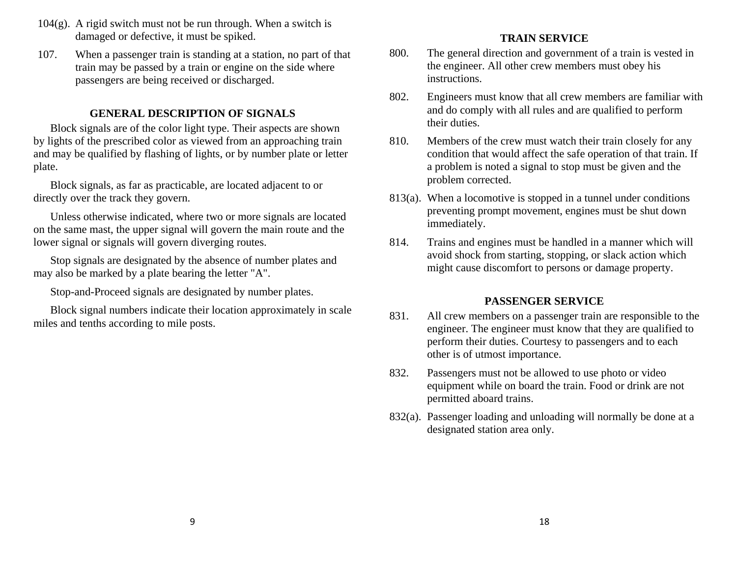104(g). A rigid switch must not be run through. When a switch is damaged or defective, it must be spiked.

107. When a passenger train is standing at a station, no part of that train may be passed by a train or engine on the side where passengers are being received or discharged.

## GENERAL DESCRIPTION OF SIGNALS

Block signals are of the color light type. Their aspects are shown by lights of the prescribed color as viewed from an approaching train and may be qualified by flashing of lights, or by number plate or letter plate.

Block signals, as far as practicable, are located adjacent to or directly over the track they govern.

Unless otherwise indicated, where two or more signals are located on the same mast, the upper signal will govern the main route and the lower signal or signals will govern diverging routes.

Stop signals are designated by the absence of number plates and may also be marked by a plate bearing the letter "A".

Stop-and-Proceed signals are designated by number plates.

Block signal numbers indicate their location approximately in scale miles and tenths according to mile posts.

## TRAIN SERVICE

800. The general direction and government of a train is vested in the engineer. All other crew members must obey his instructions.

802. Engineers must know that all crew members are familiar with and do comply with all rules and are qualified to perform their duties.

810. Members of the crew must watch their train closely for any condition that would affect the safe operation of that train. If a problem is noted a signal to stop must be given and the problem corrected.

813(a). When a locomotive is stopped in a tunnel under conditions preventing prompt movement, engines must be shut down immediately.

814. Trains and engines must be handled in a manner which will avoid shock from starting, stopping, or slack action which might cause discomfort to persons or damage property.

## PASSENGER SERVICE

831. All crew members on a passenger train are responsible to the engineer. The engineer must know that they are qualified to perform their duties. Courtesy to passengers and to each other is of utmost importance.

832. Passengers must not be allowed to use photo or video equipment while on board the train. Food or drink are not permitted aboard trains.

832(a). Passenger loading and unloading will normally be done at a designated station area only.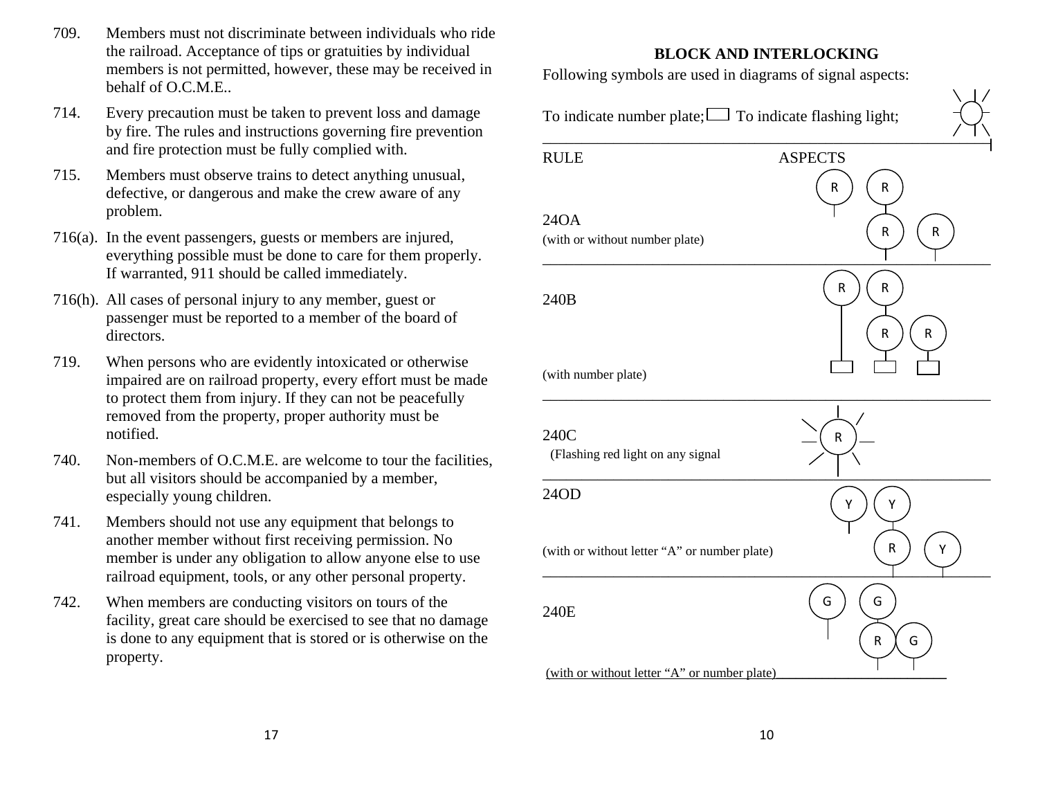709. Members must not discriminate between individuals who ride the railroad. Acceptance of tips or gratuities by individual members is not permitted, however, these may be received in behalf of O.C.M.E..

714. Every precaution must be taken to prevent loss and damage by fire. The rules and instructions governing fire prevention and fire protection must be fully complied with.

715. Members must observe trains to detect anything unusual, defective, or dangerous and make the crew aware of any problem.

716(a). In the event passengers, guests or members are injured, everything possible must be done to care for them properly. If warranted, 911 should be called immediately.

716(h). All cases of personal injury to any member, guest or passenger must be reported to a member of the board of directors.

719. When persons who are evidently intoxicated or otherwise impaired are on railroad property, every effort must be made to protect them from injury. If they can not be peacefully removed from the property, proper authority must be notified.

740. Non-members of O.C.M.E. are welcome to tour the facilities, but all visitors should be accompanied by a member, especially young children.

741. Members should not use any equipment that belongs to another member without first receiving permission. No member is under any obligation to allow anyone else to use railroad equipment, tools, or any other personal property.

742. When members are conducting visitors on tours of the facility, great care should be exercised to see that no damage is done to any equipment that is stored or is otherwise on the property.

## BLOCK AND INTERLOCKING

Following symbols are used in diagrams of signal aspects:

To indicate number plate; ▭ To indicate flashing light; ☼

| RULE | ASPECTS |
|---|---|
| 24OA (with or without number plate) | R; R over R; R |
| 240B (with number plate) | R (with number plate); R over R (with number plate); R (with number plate) |
| 240C (Flashing red light on any signal | R (flashing) |
| 24OD (with or without letter "A" or number plate) | Y; Y over R; Y |
| 240E (with or without letter "A" or number plate) | G; G over R; G |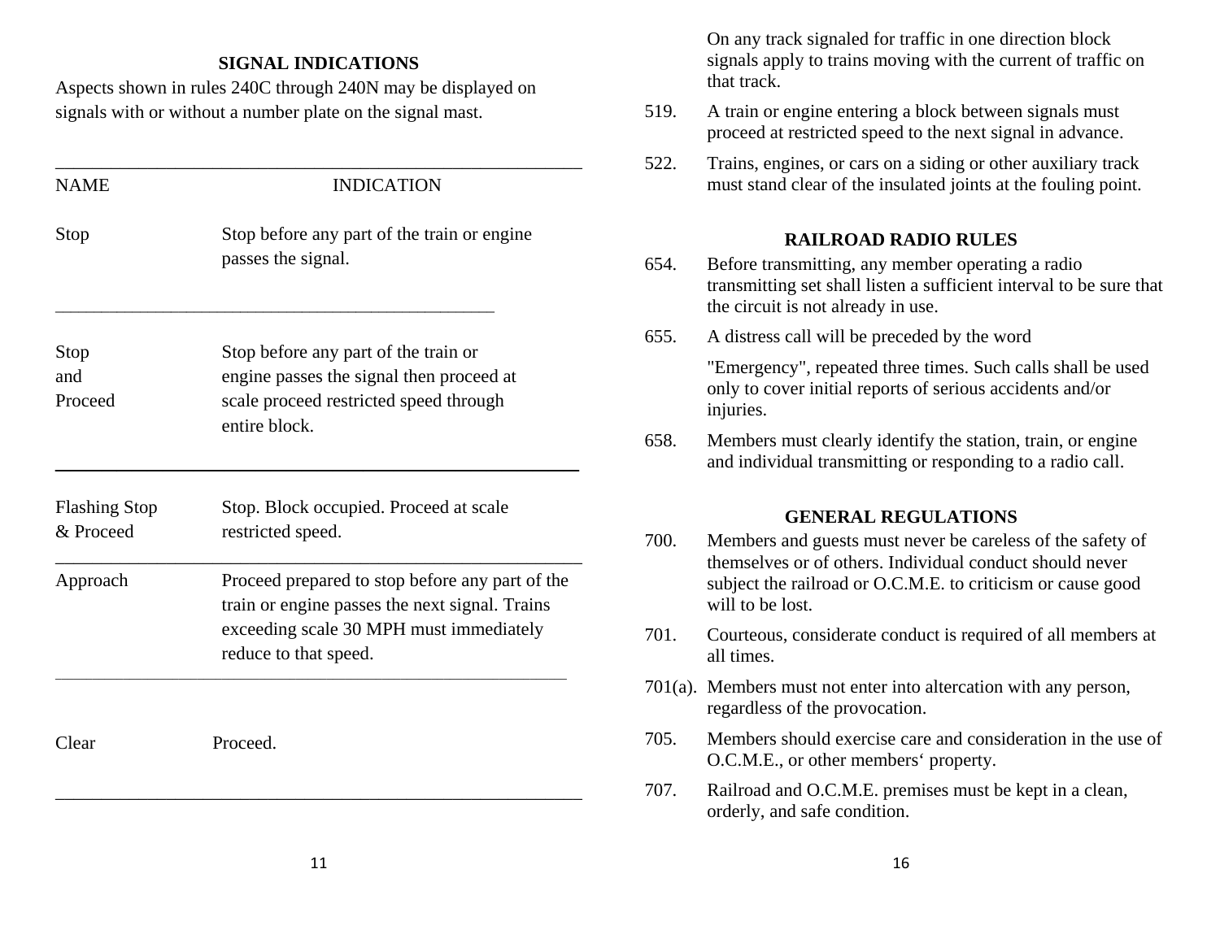## SIGNAL INDICATIONS

Aspects shown in rules 240C through 240N may be displayed on signals with or without a number plate on the signal mast.

| NAME | INDICATION |
|---|---|
| Stop | Stop before any part of the train or engine passes the signal. |
| Stop and Proceed | Stop before any part of the train or engine passes the signal then proceed at scale proceed restricted speed through entire block. |
| Flashing Stop & Proceed | Stop. Block occupied. Proceed at scale restricted speed. |
| Approach | Proceed prepared to stop before any part of the train or engine passes the next signal. Trains exceeding scale 30 MPH must immediately reduce to that speed. |
| Clear | Proceed. |

On any track signaled for traffic in one direction block signals apply to trains moving with the current of traffic on that track.

519. A train or engine entering a block between signals must proceed at restricted speed to the next signal in advance.

522. Trains, engines, or cars on a siding or other auxiliary track must stand clear of the insulated joints at the fouling point.

## RAILROAD RADIO RULES

654. Before transmitting, any member operating a radio transmitting set shall listen a sufficient interval to be sure that the circuit is not already in use.

655. A distress call will be preceded by the word

"Emergency", repeated three times. Such calls shall be used only to cover initial reports of serious accidents and/or injuries.

658. Members must clearly identify the station, train, or engine and individual transmitting or responding to a radio call.

## GENERAL REGULATIONS

700. Members and guests must never be careless of the safety of themselves or of others. Individual conduct should never subject the railroad or O.C.M.E. to criticism or cause good will to be lost.

701. Courteous, considerate conduct is required of all members at all times.

701(a). Members must not enter into altercation with any person, regardless of the provocation.

705. Members should exercise care and consideration in the use of O.C.M.E., or other members‘ property.

707. Railroad and O.C.M.E. premises must be kept in a clean, orderly, and safe condition.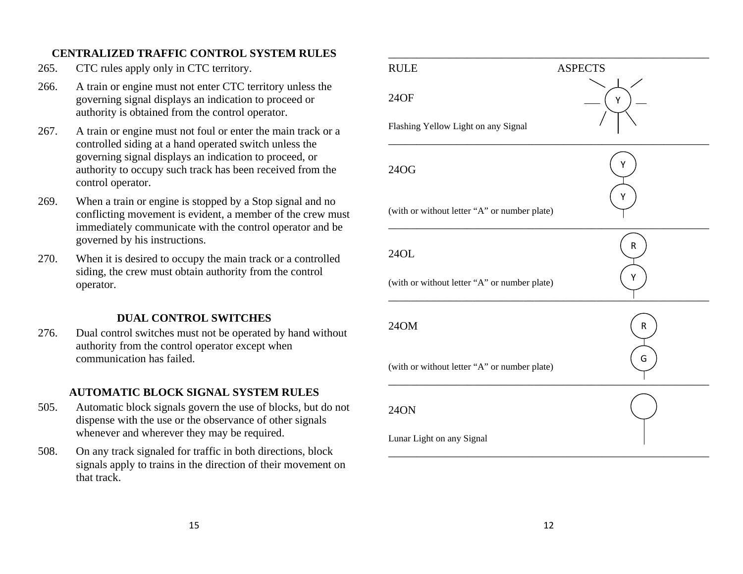### CENTRALIZED TRAFFIC CONTROL SYSTEM RULES

265. CTC rules apply only in CTC territory.

266. A train or engine must not enter CTC territory unless the governing signal displays an indication to proceed or authority is obtained from the control operator.

267. A train or engine must not foul or enter the main track or a controlled siding at a hand operated switch unless the governing signal displays an indication to proceed, or authority to occupy such track has been received from the control operator.

269. When a train or engine is stopped by a Stop signal and no conflicting movement is evident, a member of the crew must immediately communicate with the control operator and be governed by his instructions.

270. When it is desired to occupy the main track or a controlled siding, the crew must obtain authority from the control operator.

### DUAL CONTROL SWITCHES

276. Dual control switches must not be operated by hand without authority from the control operator except when communication has failed.

### AUTOMATIC BLOCK SIGNAL SYSTEM RULES

505. Automatic block signals govern the use of blocks, but do not dispense with the use or the observance of other signals whenever and wherever they may be required.

508. On any track signaled for traffic in both directions, block signals apply to trains in the direction of their movement on that track.

| RULE | ASPECTS |
|---|---|
| 24OF<br>Flashing Yellow Light on any Signal | Y (flashing) |
| 24OG<br>(with or without letter "A" or number plate) | Y / Y |
| 24OL<br>(with or without letter "A" or number plate) | R / Y |
| 24OM<br>(with or without letter "A" or number plate) | R / G |
| 24ON<br>Lunar Light on any Signal | (lunar) |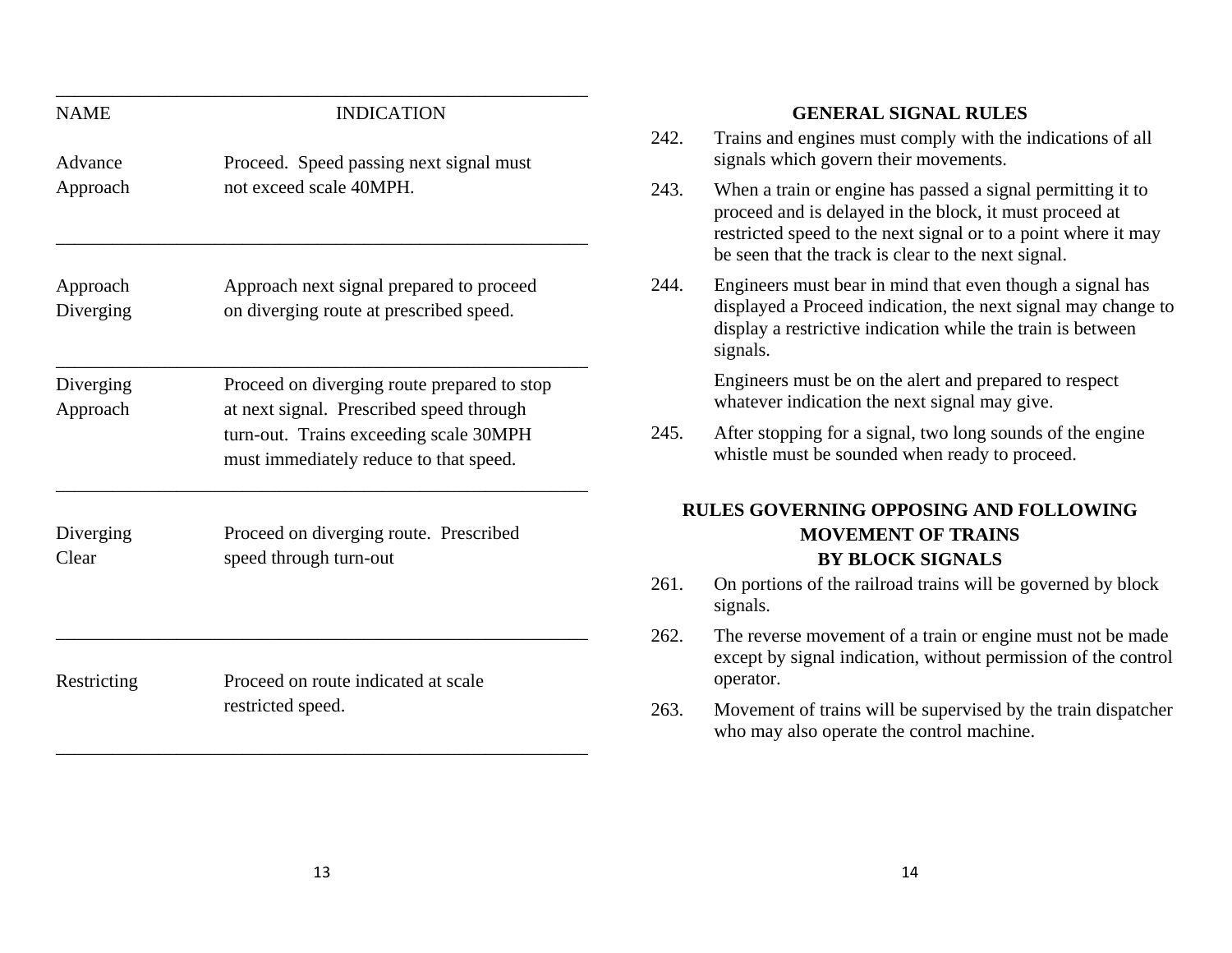| NAME | INDICATION |
| --- | --- |
| Advance Approach | Proceed. Speed passing next signal must not exceed scale 40MPH. |
| Approach Diverging | Approach next signal prepared to proceed on diverging route at prescribed speed. |
| Diverging Approach | Proceed on diverging route prepared to stop at next signal. Prescribed speed through turn-out. Trains exceeding scale 30MPH must immediately reduce to that speed. |
| Diverging Clear | Proceed on diverging route. Prescribed speed through turn-out |
| Restricting | Proceed on route indicated at scale restricted speed. |

## GENERAL SIGNAL RULES

242. Trains and engines must comply with the indications of all signals which govern their movements.

243. When a train or engine has passed a signal permitting it to proceed and is delayed in the block, it must proceed at restricted speed to the next signal or to a point where it may be seen that the track is clear to the next signal.

244. Engineers must bear in mind that even though a signal has displayed a Proceed indication, the next signal may change to display a restrictive indication while the train is between signals.

     Engineers must be on the alert and prepared to respect whatever indication the next signal may give.

245. After stopping for a signal, two long sounds of the engine whistle must be sounded when ready to proceed.

## RULES GOVERNING OPPOSING AND FOLLOWING MOVEMENT OF TRAINS BY BLOCK SIGNALS

261. On portions of the railroad trains will be governed by block signals.

262. The reverse movement of a train or engine must not be made except by signal indication, without permission of the control operator.

263. Movement of trains will be supervised by the train dispatcher who may also operate the control machine.